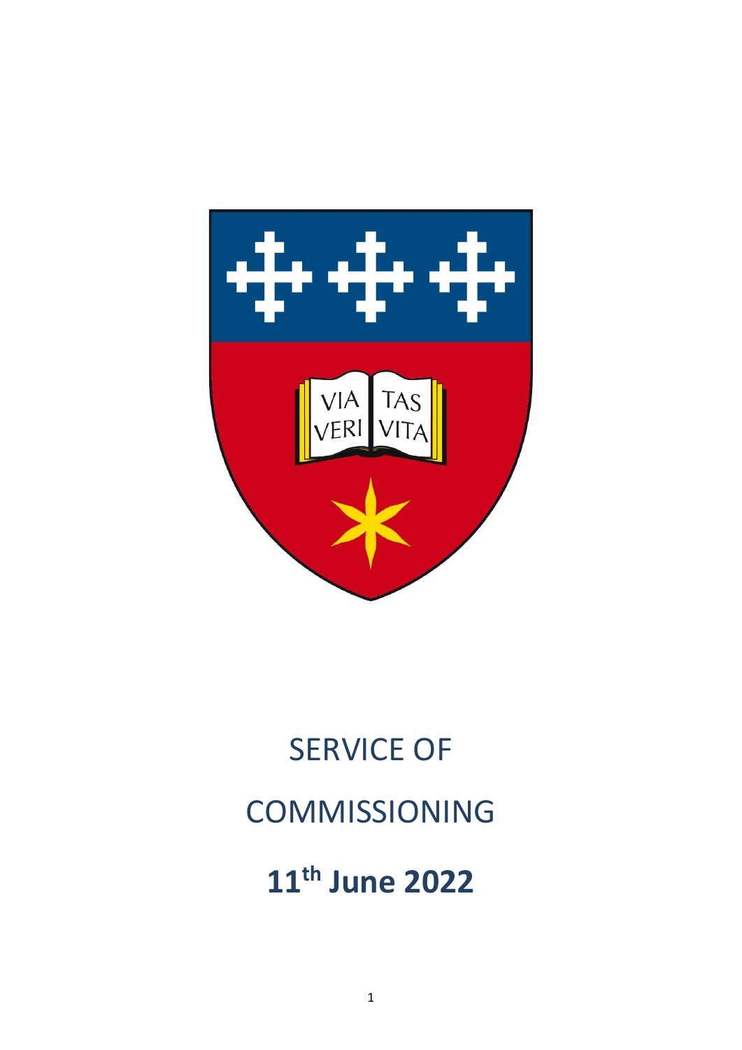# SERVICE OF COMMISSIONING

## 11th June 2022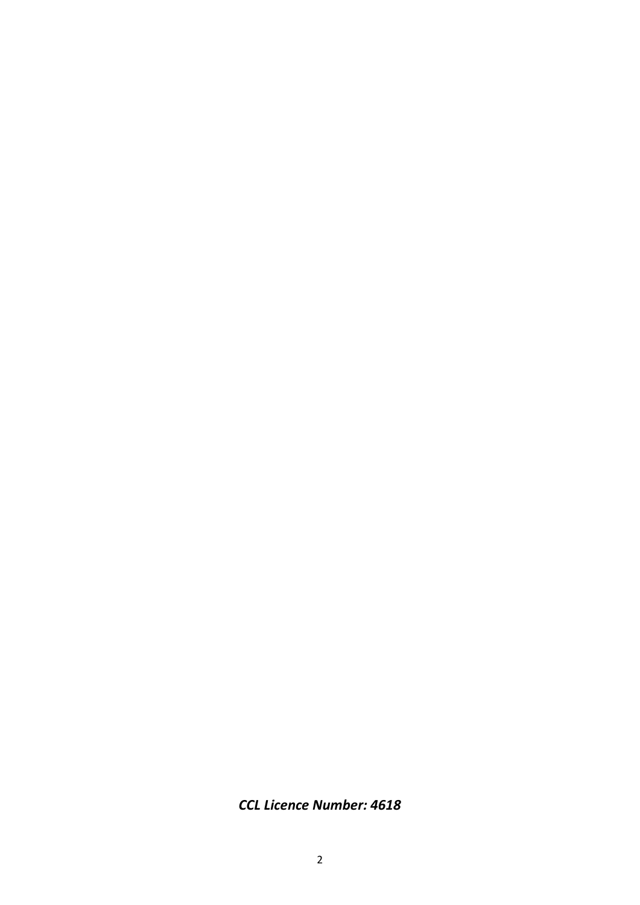***CCL Licence Number: 4618***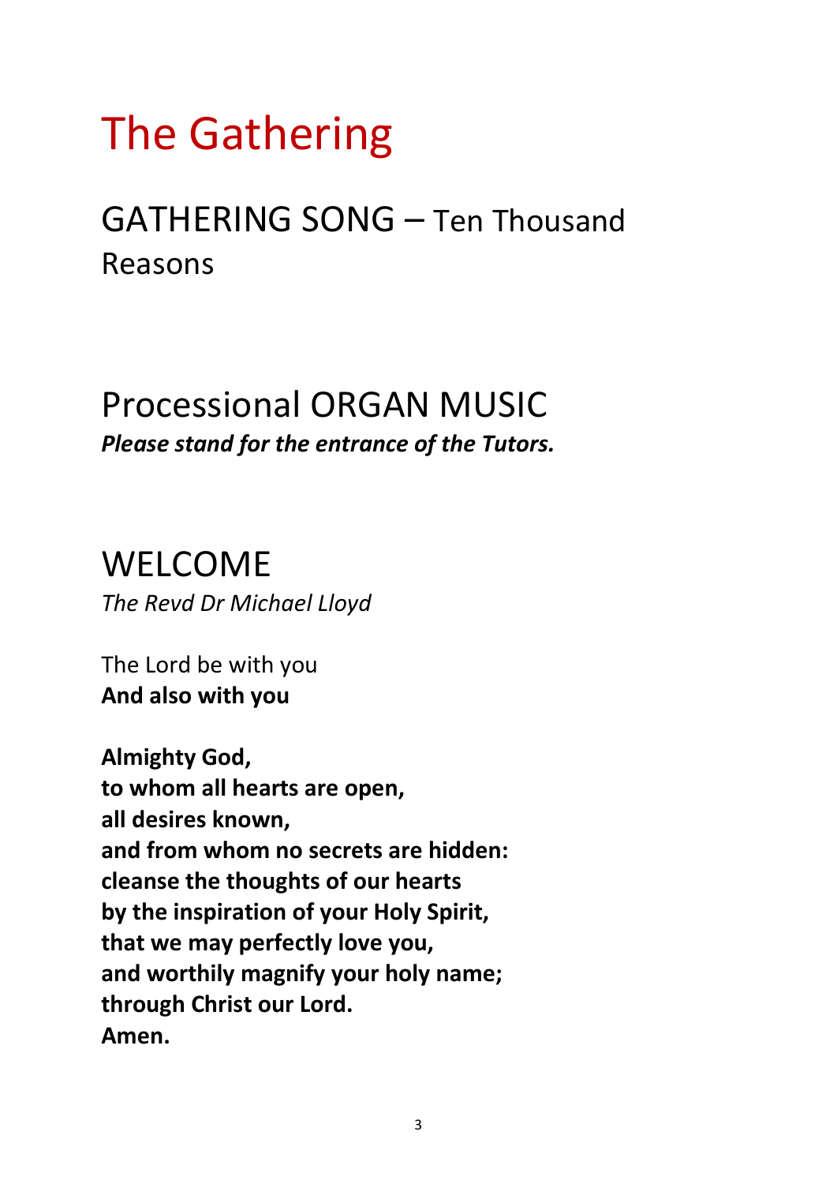# The Gathering

## GATHERING SONG – Ten Thousand Reasons

## Processional ORGAN MUSIC

***Please stand for the entrance of the Tutors.***

## WELCOME

*The Revd Dr Michael Lloyd*

The Lord be with you
**And also with you**

**Almighty God,**
**to whom all hearts are open,**
**all desires known,**
**and from whom no secrets are hidden:**
**cleanse the thoughts of our hearts**
**by the inspiration of your Holy Spirit,**
**that we may perfectly love you,**
**and worthily magnify your holy name;**
**through Christ our Lord.**
**Amen.**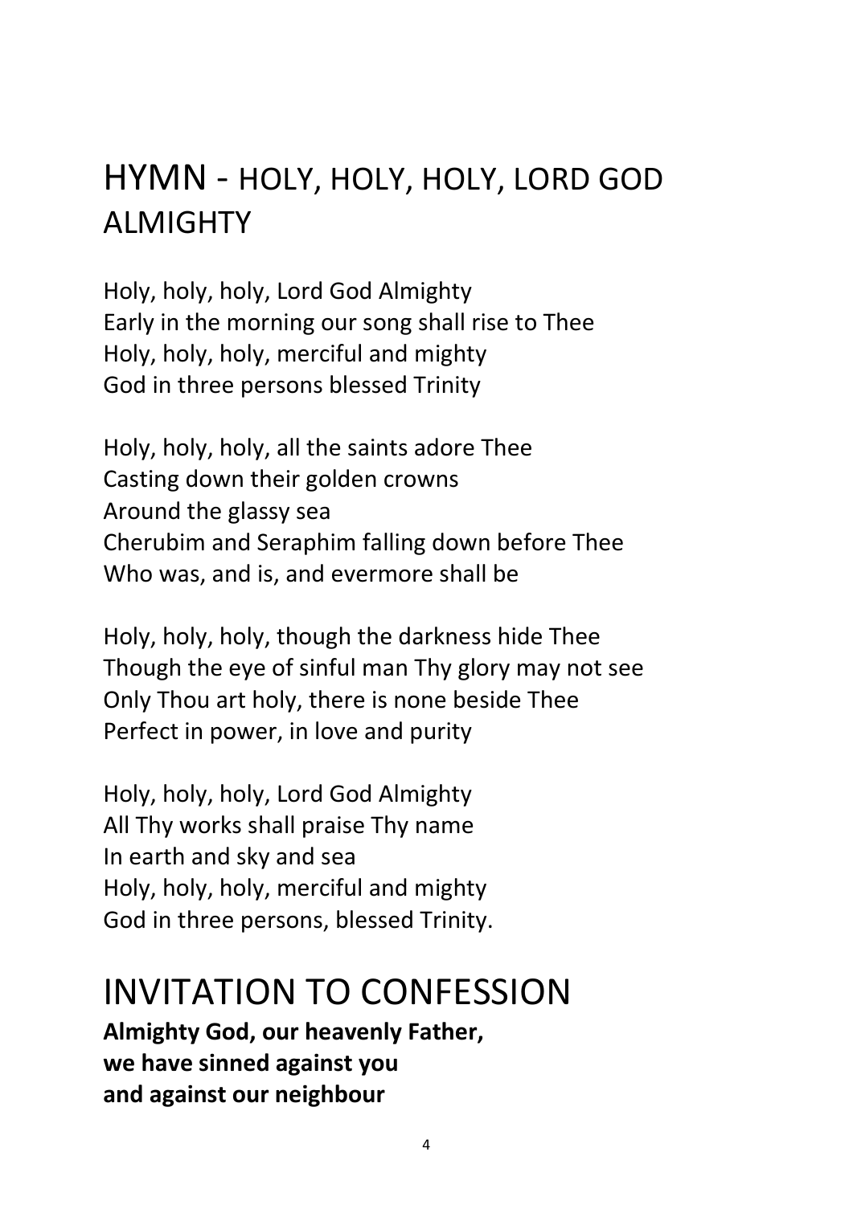## HYMN - HOLY, HOLY, HOLY, LORD GOD ALMIGHTY

Holy, holy, holy, Lord God Almighty
Early in the morning our song shall rise to Thee
Holy, holy, holy, merciful and mighty
God in three persons blessed Trinity

Holy, holy, holy, all the saints adore Thee
Casting down their golden crowns
Around the glassy sea
Cherubim and Seraphim falling down before Thee
Who was, and is, and evermore shall be

Holy, holy, holy, though the darkness hide Thee
Though the eye of sinful man Thy glory may not see
Only Thou art holy, there is none beside Thee
Perfect in power, in love and purity

Holy, holy, holy, Lord God Almighty
All Thy works shall praise Thy name
In earth and sky and sea
Holy, holy, holy, merciful and mighty
God in three persons, blessed Trinity.

## INVITATION TO CONFESSION

**Almighty God, our heavenly Father,**
**we have sinned against you**
**and against our neighbour**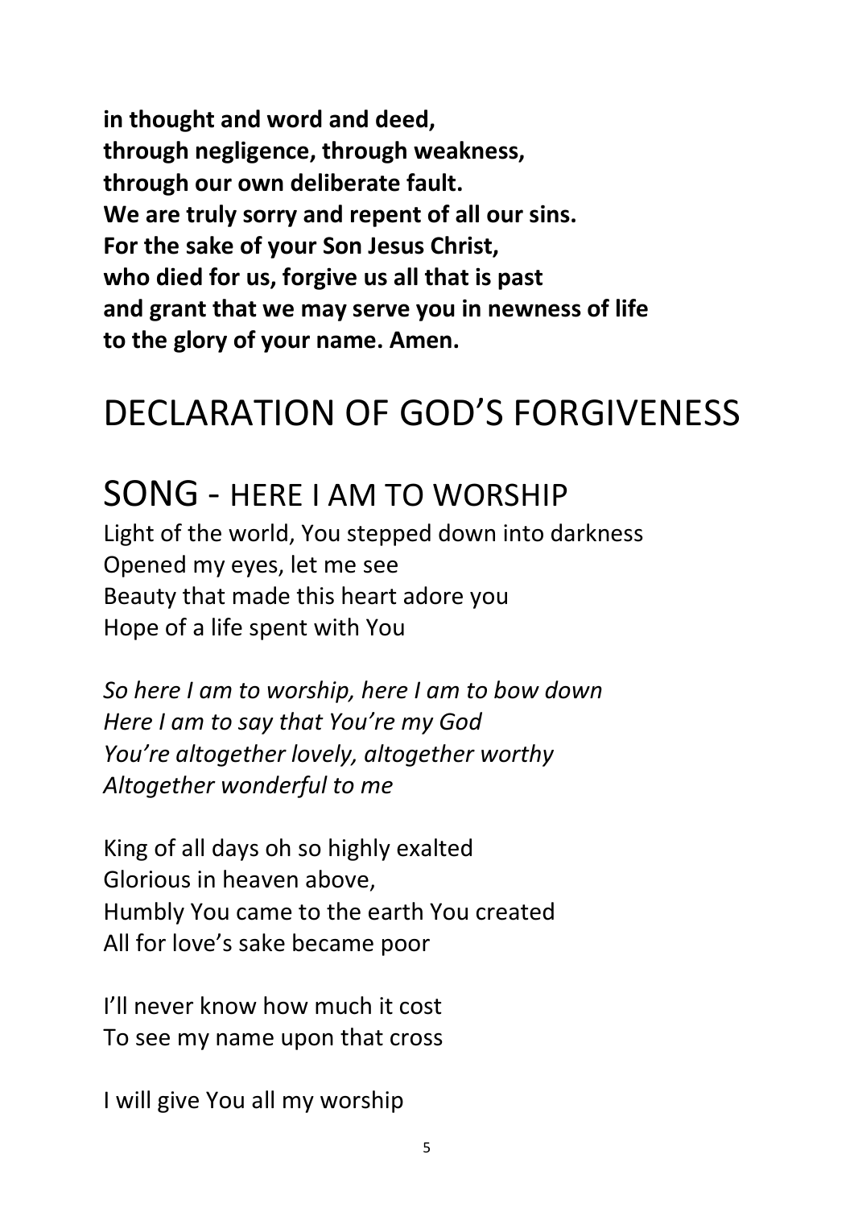**in thought and word and deed,**
**through negligence, through weakness,**
**through our own deliberate fault.**
**We are truly sorry and repent of all our sins.**
**For the sake of your Son Jesus Christ,**
**who died for us, forgive us all that is past**
**and grant that we may serve you in newness of life**
**to the glory of your name. Amen.**

# DECLARATION OF GOD'S FORGIVENESS

# SONG - HERE I AM TO WORSHIP

Light of the world, You stepped down into darkness
Opened my eyes, let me see
Beauty that made this heart adore you
Hope of a life spent with You

*So here I am to worship, here I am to bow down*
*Here I am to say that You're my God*
*You're altogether lovely, altogether worthy*
*Altogether wonderful to me*

King of all days oh so highly exalted
Glorious in heaven above,
Humbly You came to the earth You created
All for love's sake became poor

I'll never know how much it cost
To see my name upon that cross

I will give You all my worship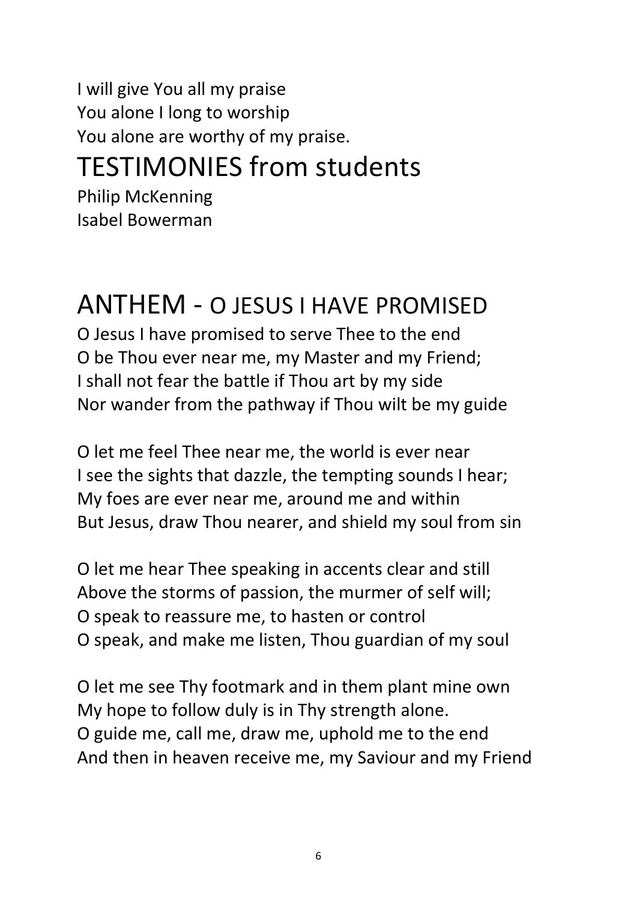I will give You all my praise
You alone I long to worship
You alone are worthy of my praise.

# TESTIMONIES from students

Philip McKenning
Isabel Bowerman

# ANTHEM - O JESUS I HAVE PROMISED

O Jesus I have promised to serve Thee to the end
O be Thou ever near me, my Master and my Friend;
I shall not fear the battle if Thou art by my side
Nor wander from the pathway if Thou wilt be my guide

O let me feel Thee near me, the world is ever near
I see the sights that dazzle, the tempting sounds I hear;
My foes are ever near me, around me and within
But Jesus, draw Thou nearer, and shield my soul from sin

O let me hear Thee speaking in accents clear and still
Above the storms of passion, the murmer of self will;
O speak to reassure me, to hasten or control
O speak, and make me listen, Thou guardian of my soul

O let me see Thy footmark and in them plant mine own
My hope to follow duly is in Thy strength alone.
O guide me, call me, draw me, uphold me to the end
And then in heaven receive me, my Saviour and my Friend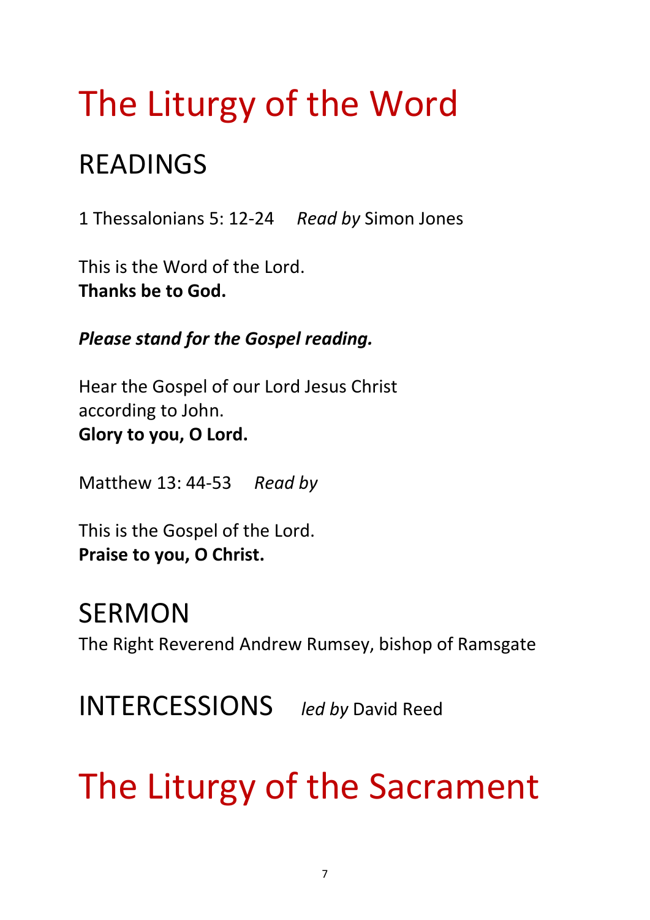# The Liturgy of the Word

## READINGS

1 Thessalonians 5: 12-24 *Read by* Simon Jones

This is the Word of the Lord.
**Thanks be to God.**

***Please stand for the Gospel reading.***

Hear the Gospel of our Lord Jesus Christ
according to John.
**Glory to you, O Lord.**

Matthew 13: 44-53 *Read by*

This is the Gospel of the Lord.
**Praise to you, O Christ.**

## SERMON

The Right Reverend Andrew Rumsey, bishop of Ramsgate

## INTERCESSIONS *led by* David Reed

# The Liturgy of the Sacrament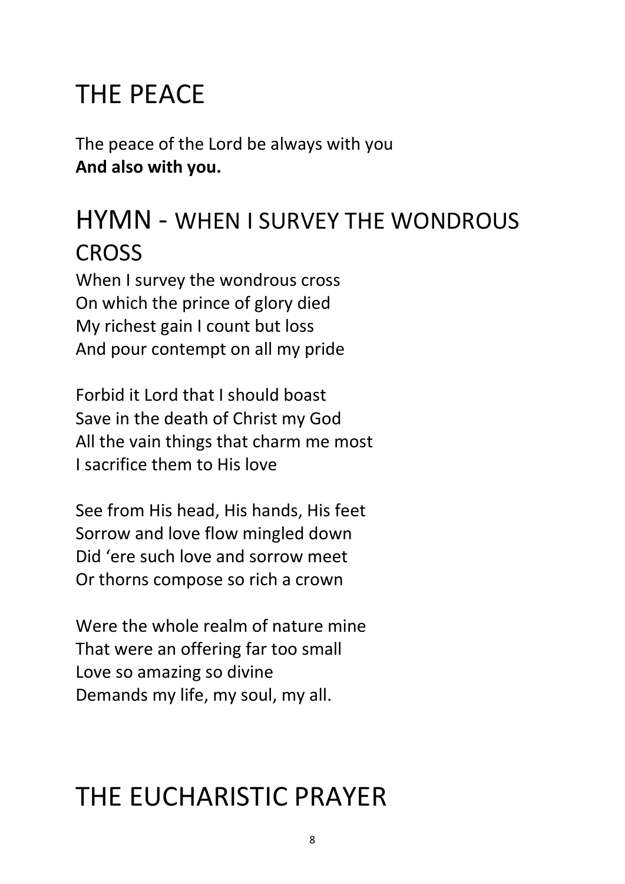# THE PEACE

The peace of the Lord be always with you
**And also with you.**

# HYMN - WHEN I SURVEY THE WONDROUS CROSS

When I survey the wondrous cross
On which the prince of glory died
My richest gain I count but loss
And pour contempt on all my pride

Forbid it Lord that I should boast
Save in the death of Christ my God
All the vain things that charm me most
I sacrifice them to His love

See from His head, His hands, His feet
Sorrow and love flow mingled down
Did 'ere such love and sorrow meet
Or thorns compose so rich a crown

Were the whole realm of nature mine
That were an offering far too small
Love so amazing so divine
Demands my life, my soul, my all.

# THE EUCHARISTIC PRAYER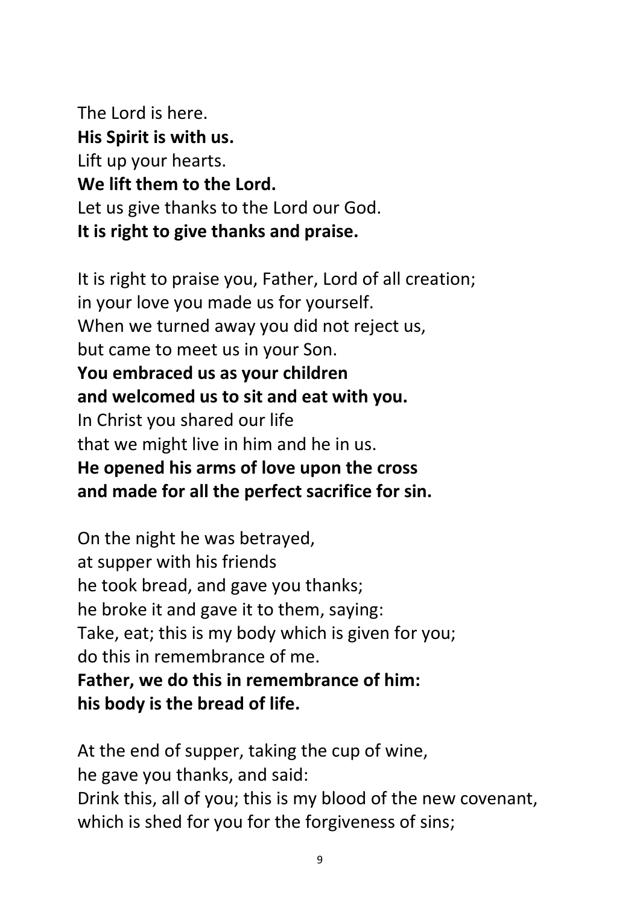The Lord is here.
**His Spirit is with us.**
Lift up your hearts.
**We lift them to the Lord.**
Let us give thanks to the Lord our God.
**It is right to give thanks and praise.**

It is right to praise you, Father, Lord of all creation;
in your love you made us for yourself.
When we turned away you did not reject us,
but came to meet us in your Son.
**You embraced us as your children**
**and welcomed us to sit and eat with you.**
In Christ you shared our life
that we might live in him and he in us.
**He opened his arms of love upon the cross**
**and made for all the perfect sacrifice for sin.**

On the night he was betrayed,
at supper with his friends
he took bread, and gave you thanks;
he broke it and gave it to them, saying:
Take, eat; this is my body which is given for you;
do this in remembrance of me.
**Father, we do this in remembrance of him:**
**his body is the bread of life.**

At the end of supper, taking the cup of wine,
he gave you thanks, and said:
Drink this, all of you; this is my blood of the new covenant,
which is shed for you for the forgiveness of sins;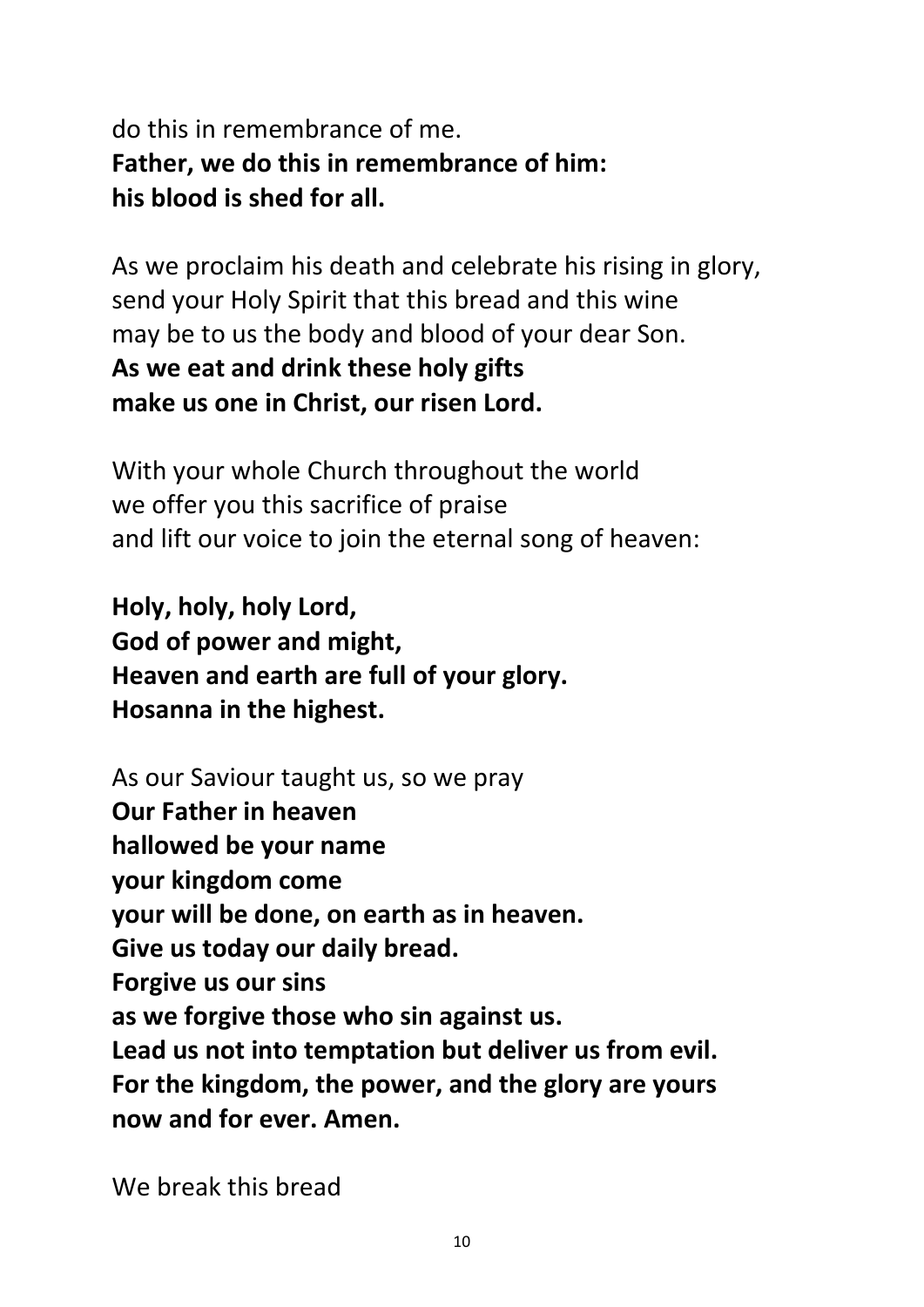do this in remembrance of me.
**Father, we do this in remembrance of him:**
**his blood is shed for all.**

As we proclaim his death and celebrate his rising in glory,
send your Holy Spirit that this bread and this wine
may be to us the body and blood of your dear Son.
**As we eat and drink these holy gifts**
**make us one in Christ, our risen Lord.**

With your whole Church throughout the world
we offer you this sacrifice of praise
and lift our voice to join the eternal song of heaven:

**Holy, holy, holy Lord,**
**God of power and might,**
**Heaven and earth are full of your glory.**
**Hosanna in the highest.**

As our Saviour taught us, so we pray
**Our Father in heaven**
**hallowed be your name**
**your kingdom come**
**your will be done, on earth as in heaven.**
**Give us today our daily bread.**
**Forgive us our sins**
**as we forgive those who sin against us.**
**Lead us not into temptation but deliver us from evil.**
**For the kingdom, the power, and the glory are yours**
**now and for ever. Amen.**

We break this bread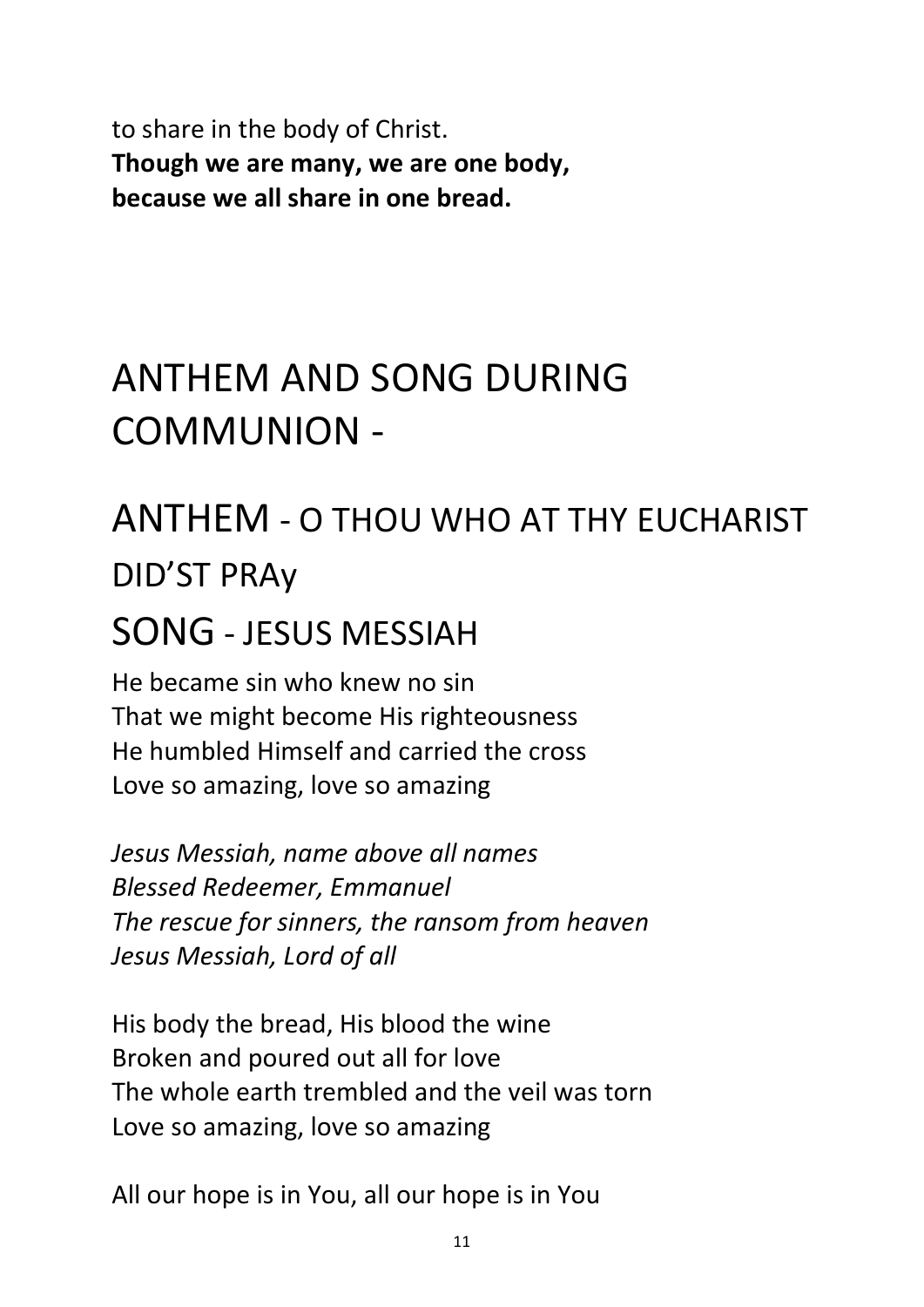to share in the body of Christ.
**Though we are many, we are one body,**
**because we all share in one bread.**

# ANTHEM AND SONG DURING COMMUNION -

## ANTHEM - O THOU WHO AT THY EUCHARIST DID'ST PRAy

## SONG - JESUS MESSIAH

He became sin who knew no sin
That we might become His righteousness
He humbled Himself and carried the cross
Love so amazing, love so amazing

*Jesus Messiah, name above all names*
*Blessed Redeemer, Emmanuel*
*The rescue for sinners, the ransom from heaven*
*Jesus Messiah, Lord of all*

His body the bread, His blood the wine
Broken and poured out all for love
The whole earth trembled and the veil was torn
Love so amazing, love so amazing

All our hope is in You, all our hope is in You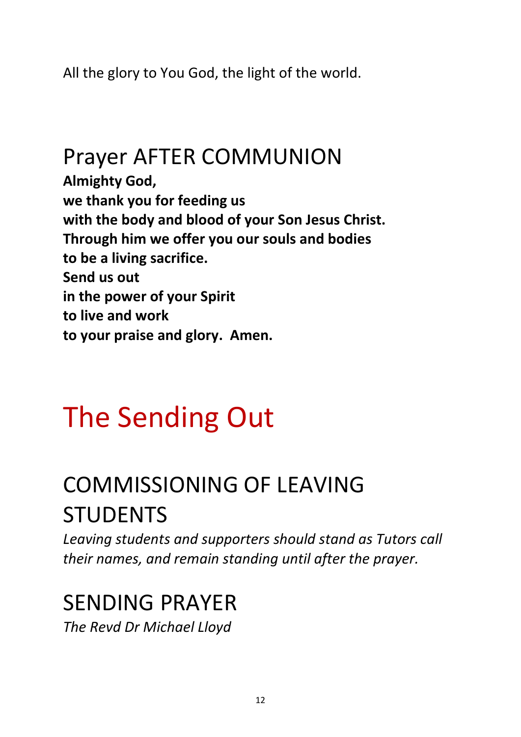All the glory to You God, the light of the world.

## Prayer AFTER COMMUNION

**Almighty God,**
**we thank you for feeding us**
**with the body and blood of your Son Jesus Christ.**
**Through him we offer you our souls and bodies**
**to be a living sacrifice.**
**Send us out**
**in the power of your Spirit**
**to live and work**
**to your praise and glory. Amen.**

# The Sending Out

## COMMISSIONING OF LEAVING STUDENTS

*Leaving students and supporters should stand as Tutors call their names, and remain standing until after the prayer.*

## SENDING PRAYER

*The Revd Dr Michael Lloyd*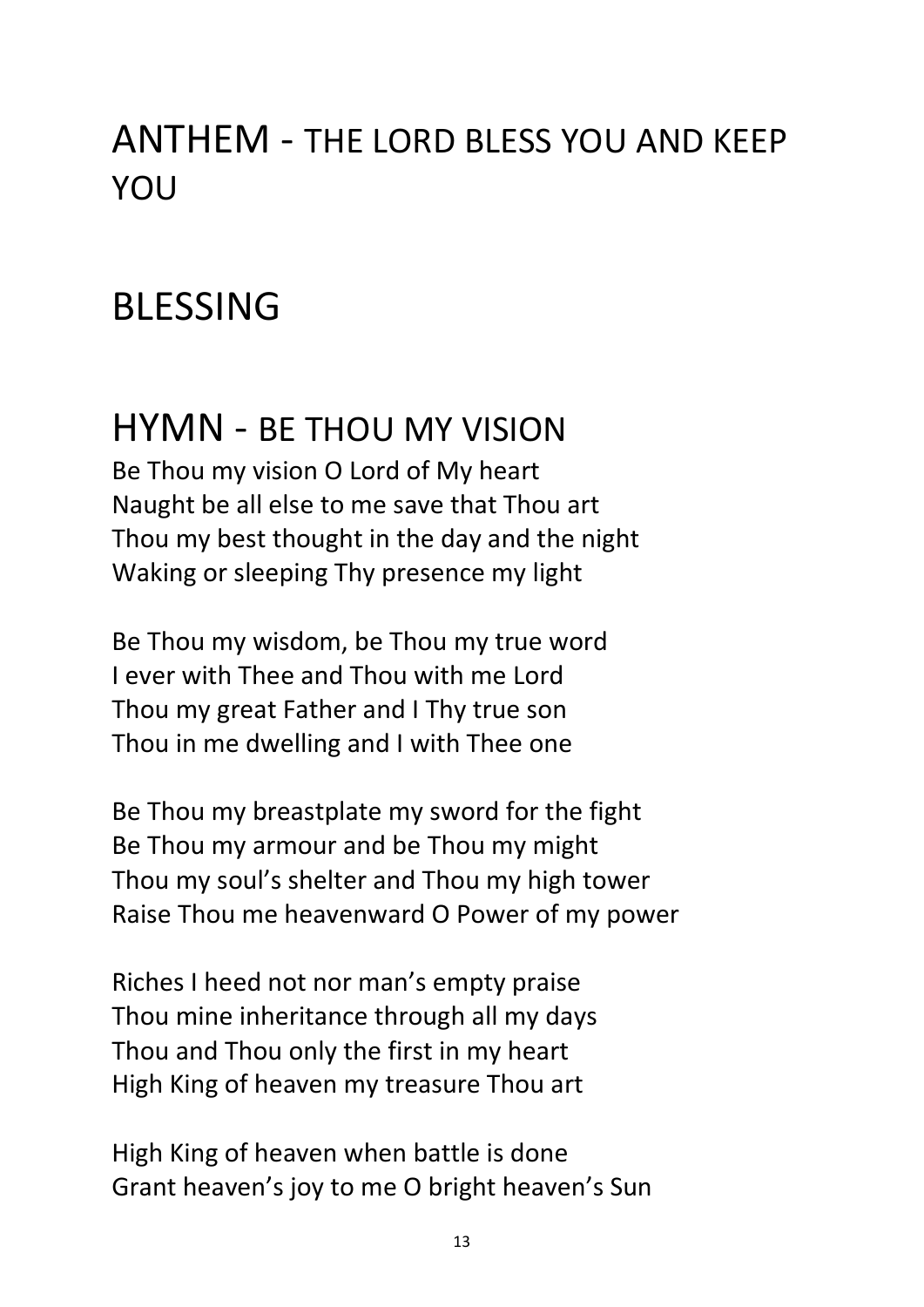# ANTHEM - THE LORD BLESS YOU AND KEEP YOU

# BLESSING

# HYMN - BE THOU MY VISION

Be Thou my vision O Lord of My heart
Naught be all else to me save that Thou art
Thou my best thought in the day and the night
Waking or sleeping Thy presence my light

Be Thou my wisdom, be Thou my true word
I ever with Thee and Thou with me Lord
Thou my great Father and I Thy true son
Thou in me dwelling and I with Thee one

Be Thou my breastplate my sword for the fight
Be Thou my armour and be Thou my might
Thou my soul's shelter and Thou my high tower
Raise Thou me heavenward O Power of my power

Riches I heed not nor man's empty praise
Thou mine inheritance through all my days
Thou and Thou only the first in my heart
High King of heaven my treasure Thou art

High King of heaven when battle is done
Grant heaven's joy to me O bright heaven's Sun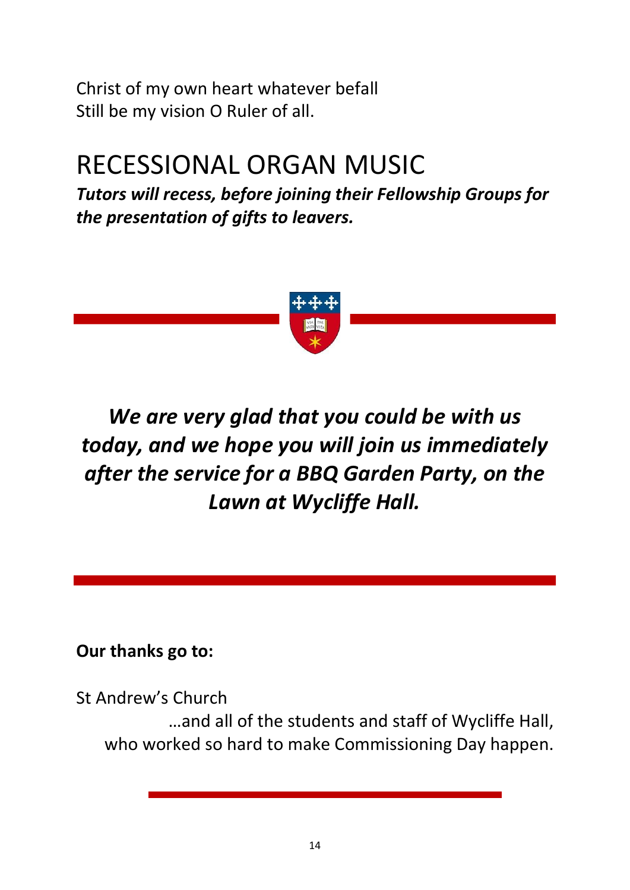Christ of my own heart whatever befall
Still be my vision O Ruler of all.

# RECESSIONAL ORGAN MUSIC

***Tutors will recess, before joining their Fellowship Groups for the presentation of gifts to leavers.***

***We are very glad that you could be with us today, and we hope you will join us immediately after the service for a BBQ Garden Party, on the Lawn at Wycliffe Hall.***

**Our thanks go to:**

St Andrew's Church

…and all of the students and staff of Wycliffe Hall, who worked so hard to make Commissioning Day happen.